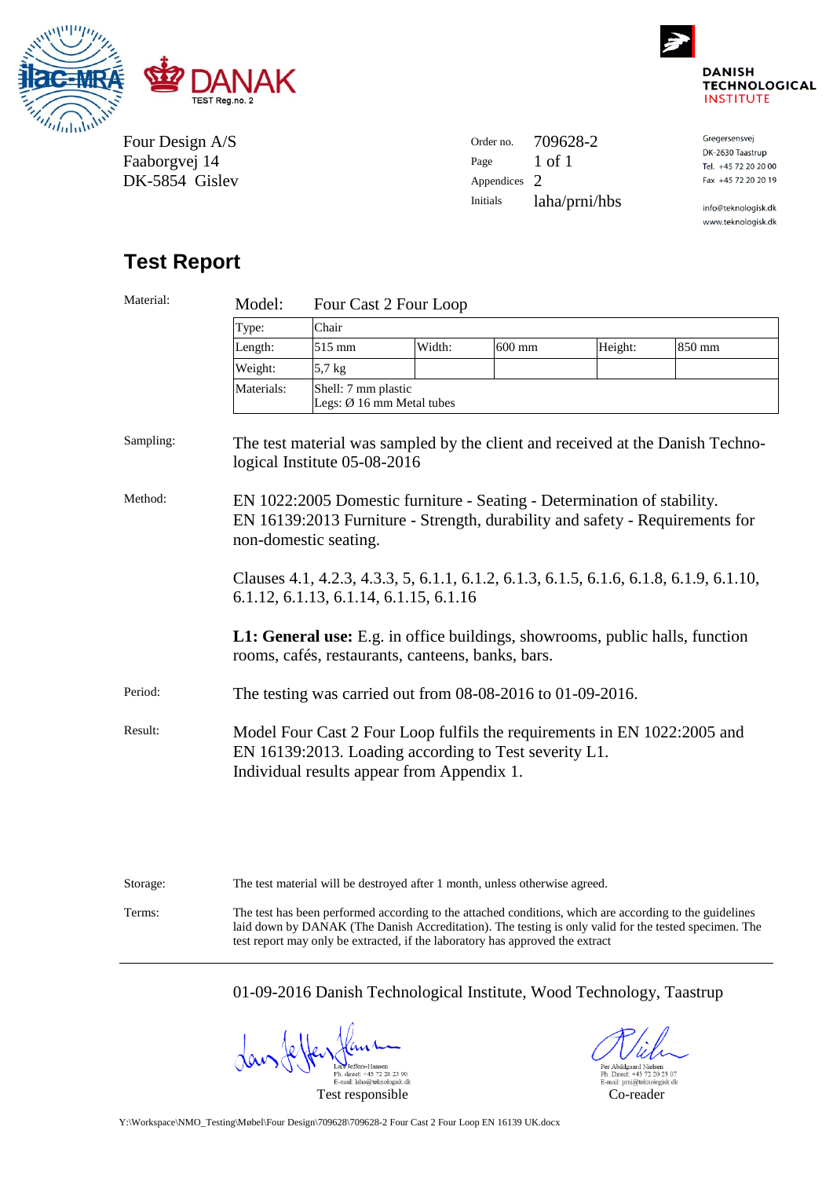DANAK
TEST Reg.no. 2

DANISH TECHNOLOGICAL INSTITUTE

Four Design A/S
Faaborgvej 14
DK-5854 Gislev

| | |
|---|---|
| Order no. | 709628-2 |
| Page | 1 of 1 |
| Appendices | 2 |
| Initials | laha/prni/hbs |

Gregersensvej
DK-2630 Taastrup
Tel. +45 72 20 20 00
Fax +45 72 20 20 19

info@teknologisk.dk
www.teknologisk.dk

# Test Report

**Material:**

Model: Four Cast 2 Four Loop

| Type: | Chair | | | | |
|---|---|---|---|---|---|
| Length: | 515 mm | Width: | 600 mm | Height: | 850 mm |
| Weight: | 5,7 kg | | | | |
| Materials: | Shell: 7 mm plastic<br>Legs: Ø 16 mm Metal tubes | | | | |

**Sampling:** The test material was sampled by the client and received at the Danish Technological Institute 05-08-2016

**Method:** EN 1022:2005 Domestic furniture - Seating - Determination of stability.
EN 16139:2013 Furniture - Strength, durability and safety - Requirements for non-domestic seating.

Clauses 4.1, 4.2.3, 4.3.3, 5, 6.1.1, 6.1.2, 6.1.3, 6.1.5, 6.1.6, 6.1.8, 6.1.9, 6.1.10, 6.1.12, 6.1.13, 6.1.14, 6.1.15, 6.1.16

**L1: General use:** E.g. in office buildings, showrooms, public halls, function rooms, cafés, restaurants, canteens, banks, bars.

**Period:** The testing was carried out from 08-08-2016 to 01-09-2016.

**Result:** Model Four Cast 2 Four Loop fulfils the requirements in EN 1022:2005 and EN 16139:2013. Loading according to Test severity L1.
Individual results appear from Appendix 1.

**Storage:** The test material will be destroyed after 1 month, unless otherwise agreed.

**Terms:** The test has been performed according to the attached conditions, which are according to the guidelines laid down by DANAK (The Danish Accreditation). The testing is only valid for the tested specimen. The test report may only be extracted, if the laboratory has approved the extract

---

01-09-2016 Danish Technological Institute, Wood Technology, Taastrup

Lars Jeffers-Hansen
Ph. direct: +45 72 20 23 90
E-mail: laha@teknologisk.dk
Test responsible

Per Abildgaard Nielsen
Ph. Direct: +45 72 20 23 07
E-mail: prni@teknologisk.dk
Co-reader

Y:\Workspace\NMO_Testing\Møbel\Four Design\709628\709628-2 Four Cast 2 Four Loop EN 16139 UK.docx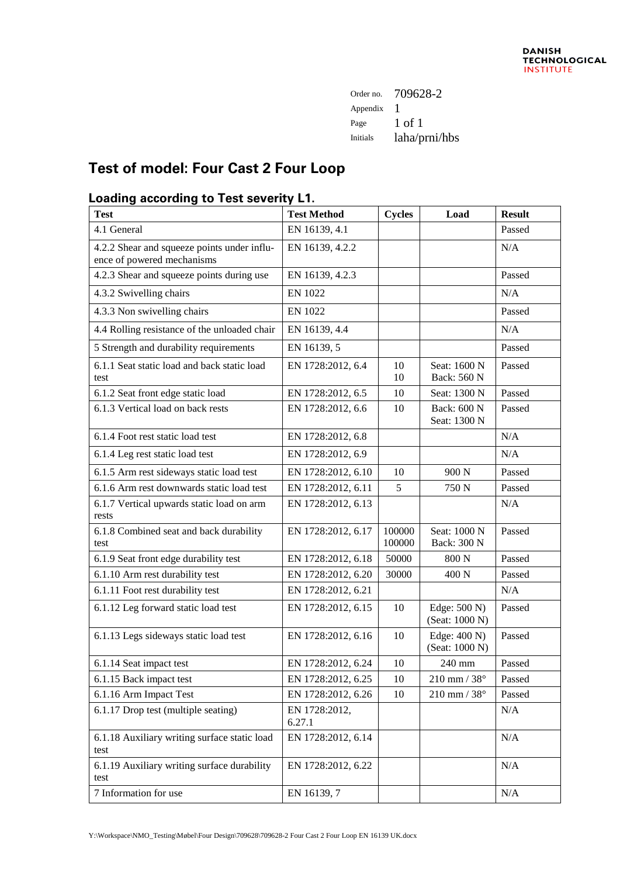Order no. 709628-2
Appendix 1
Page 1 of 1
Initials laha/prni/hbs

## Test of model: Four Cast 2 Four Loop

### Loading according to Test severity L1.

| Test | Test Method | Cycles | Load | Result |
|---|---|---|---|---|
| 4.1 General | EN 16139, 4.1 | | | Passed |
| 4.2.2 Shear and squeeze points under influence of powered mechanisms | EN 16139, 4.2.2 | | | N/A |
| 4.2.3 Shear and squeeze points during use | EN 16139, 4.2.3 | | | Passed |
| 4.3.2 Swivelling chairs | EN 1022 | | | N/A |
| 4.3.3 Non swivelling chairs | EN 1022 | | | Passed |
| 4.4 Rolling resistance of the unloaded chair | EN 16139, 4.4 | | | N/A |
| 5 Strength and durability requirements | EN 16139, 5 | | | Passed |
| 6.1.1 Seat static load and back static load test | EN 1728:2012, 6.4 | 10<br>10 | Seat: 1600 N<br>Back: 560 N | Passed |
| 6.1.2 Seat front edge static load | EN 1728:2012, 6.5 | 10 | Seat: 1300 N | Passed |
| 6.1.3 Vertical load on back rests | EN 1728:2012, 6.6 | 10 | Back: 600 N<br>Seat: 1300 N | Passed |
| 6.1.4 Foot rest static load test | EN 1728:2012, 6.8 | | | N/A |
| 6.1.4 Leg rest static load test | EN 1728:2012, 6.9 | | | N/A |
| 6.1.5 Arm rest sideways static load test | EN 1728:2012, 6.10 | 10 | 900 N | Passed |
| 6.1.6 Arm rest downwards static load test | EN 1728:2012, 6.11 | 5 | 750 N | Passed |
| 6.1.7 Vertical upwards static load on arm rests | EN 1728:2012, 6.13 | | | N/A |
| 6.1.8 Combined seat and back durability test | EN 1728:2012, 6.17 | 100000<br>100000 | Seat: 1000 N<br>Back: 300 N | Passed |
| 6.1.9 Seat front edge durability test | EN 1728:2012, 6.18 | 50000 | 800 N | Passed |
| 6.1.10 Arm rest durability test | EN 1728:2012, 6.20 | 30000 | 400 N | Passed |
| 6.1.11 Foot rest durability test | EN 1728:2012, 6.21 | | | N/A |
| 6.1.12 Leg forward static load test | EN 1728:2012, 6.15 | 10 | Edge: 500 N)<br>(Seat: 1000 N) | Passed |
| 6.1.13 Legs sideways static load test | EN 1728:2012, 6.16 | 10 | Edge: 400 N)<br>(Seat: 1000 N) | Passed |
| 6.1.14 Seat impact test | EN 1728:2012, 6.24 | 10 | 240 mm | Passed |
| 6.1.15 Back impact test | EN 1728:2012, 6.25 | 10 | 210 mm / 38° | Passed |
| 6.1.16 Arm Impact Test | EN 1728:2012, 6.26 | 10 | 210 mm / 38° | Passed |
| 6.1.17 Drop test (multiple seating) | EN 1728:2012, 6.27.1 | | | N/A |
| 6.1.18 Auxiliary writing surface static load test | EN 1728:2012, 6.14 | | | N/A |
| 6.1.19 Auxiliary writing surface durability test | EN 1728:2012, 6.22 | | | N/A |
| 7 Information for use | EN 16139, 7 | | | N/A |

Y:\Workspace\NMO_Testing\Møbel\Four Design\709628\709628-2 Four Cast 2 Four Loop EN 16139 UK.docx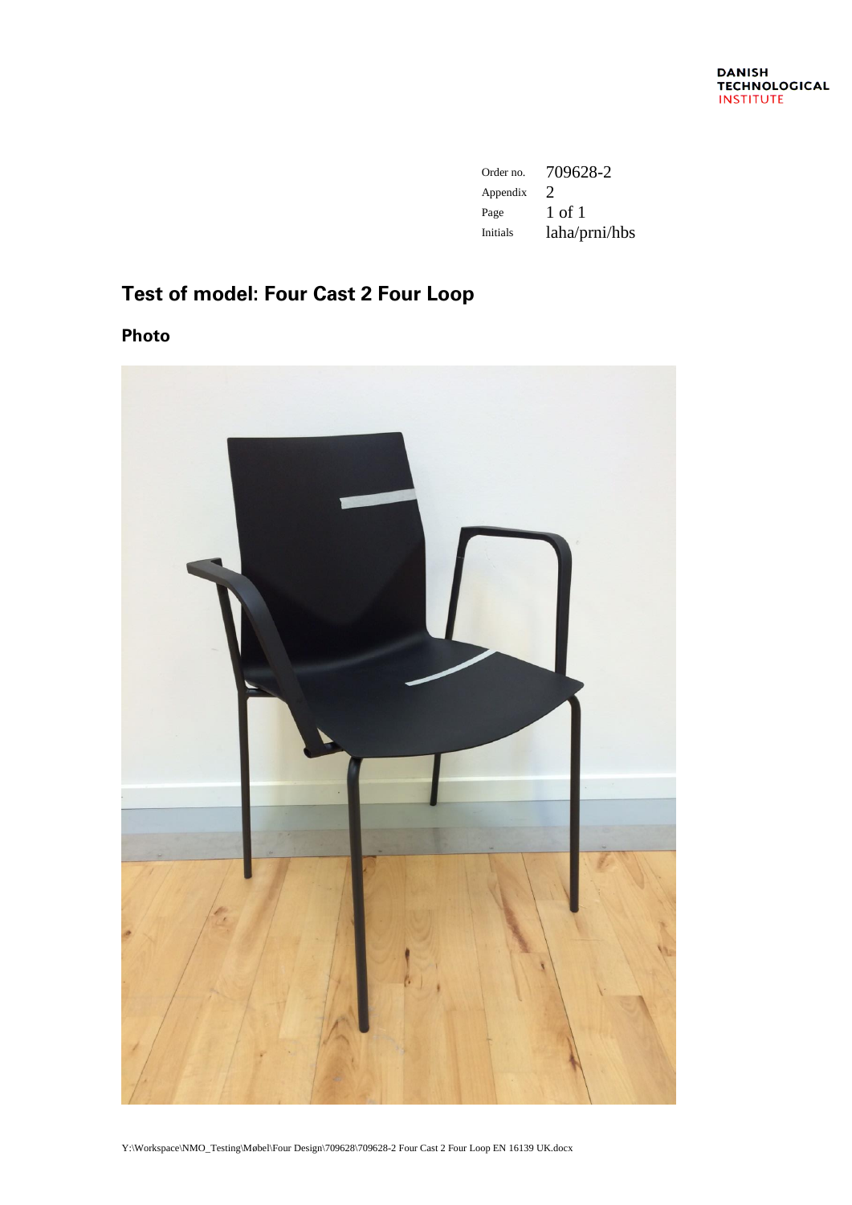| Order no. | 709628-2 |
|---|---|
| Appendix | 2 |
| Page | 1 of 1 |
| Initials | laha/prni/hbs |

# Test of model: Four Cast 2 Four Loop

## Photo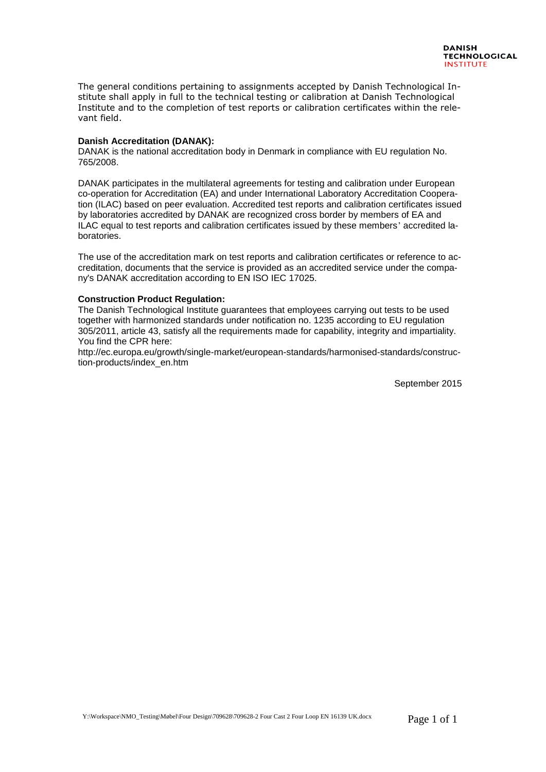The general conditions pertaining to assignments accepted by Danish Technological Institute shall apply in full to the technical testing or calibration at Danish Technological Institute and to the completion of test reports or calibration certificates within the relevant field.

**Danish Accreditation (DANAK):**
DANAK is the national accreditation body in Denmark in compliance with EU regulation No. 765/2008.

DANAK participates in the multilateral agreements for testing and calibration under European co-operation for Accreditation (EA) and under International Laboratory Accreditation Cooperation (ILAC) based on peer evaluation. Accredited test reports and calibration certificates issued by laboratories accredited by DANAK are recognized cross border by members of EA and ILAC equal to test reports and calibration certificates issued by these members' accredited laboratories.

The use of the accreditation mark on test reports and calibration certificates or reference to accreditation, documents that the service is provided as an accredited service under the company's DANAK accreditation according to EN ISO IEC 17025.

**Construction Product Regulation:**
The Danish Technological Institute guarantees that employees carrying out tests to be used together with harmonized standards under notification no. 1235 according to EU regulation 305/2011, article 43, satisfy all the requirements made for capability, integrity and impartiality. You find the CPR here:
http://ec.europa.eu/growth/single-market/european-standards/harmonised-standards/construction-products/index_en.htm

September 2015